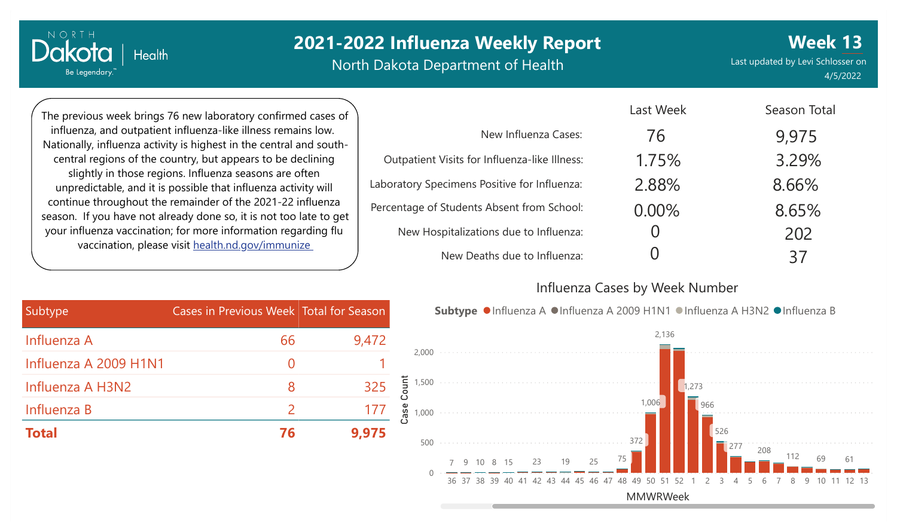# 2021-2022 Influenza Weekly Report

North Dakota Department of Health

**Week 13**

Last updated by Levi Schlosser on 4/5/2022

The previous week brings 76 new laboratory confirmed cases of influenza, and outpatient influenza-like illness remains low. Nationally, influenza activity is highest in the central and south-central regions of the country, but appears to be declining slightly in those regions. Influenza seasons are often unpredictable, and it is possible that influenza activity will continue throughout the remainder of the 2021-22 influenza season. If you have not already done so, it is not too late to get your influenza vaccination; for more information regarding flu vaccination, please visit [health.nd.gov/immunize](health.nd.gov/immunize)

| | Last Week | Season Total |
|---|---|---|
| New Influenza Cases: | 76 | 9,975 |
| Outpatient Visits for Influenza-like Illness: | 1.75% | 3.29% |
| Laboratory Specimens Positive for Influenza: | 2.88% | 8.66% |
| Percentage of Students Absent from School: | 0.00% | 8.65% |
| New Hospitalizations due to Influenza: | 0 | 202 |
| New Deaths due to Influenza: | 0 | 37 |

| Subtype | Cases in Previous Week | Total for Season |
|---|---|---|
| Influenza A | 66 | 9,472 |
| Influenza A 2009 H1N1 | 0 | 1 |
| Influenza A H3N2 | 8 | 325 |
| Influenza B | 2 | 177 |
| **Total** | **76** | **9,975** |

## Influenza Cases by Week Number

Subtype: Influenza A, Influenza A 2009 H1N1, Influenza A H3N2, Influenza B

| MMWRWeek | 36 | 37 | 38 | 39 | 40 | 41 | 42 | 43 | 44 | 45 | 46 | 47 | 48 | 49 | 50 | 51 | 52 | 1 | 2 | 3 | 4 | 5 | 6 | 7 | 8 | 9 | 10 | 11 | 12 | 13 |
|---|---|---|---|---|---|---|---|---|---|---|---|---|---|---|---|---|---|---|---|---|---|---|---|---|---|---|---|---|---|---|
| Case Count | 7 | 9 | 10 | 8 | 15 | | 23 | | 19 | | 25 | | 75 | 372 | 1,006 | 2,136 | | 1,273 | 966 | 526 | 277 | | 208 | | 112 | | 69 | | 61 | |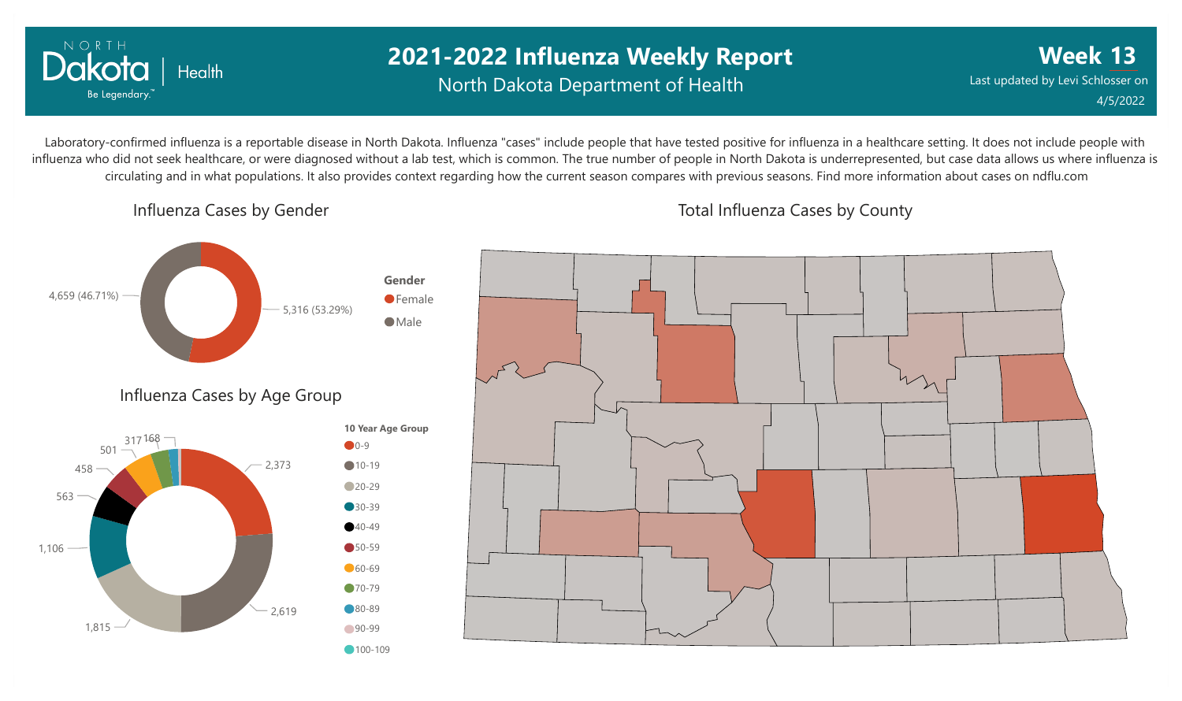# 2021-2022 Influenza Weekly Report

North Dakota Department of Health

**Week 13**

Last updated by Levi Schlosser on 4/5/2022

Laboratory-confirmed influenza is a reportable disease in North Dakota. Influenza "cases" include people that have tested positive for influenza in a healthcare setting. It does not include people with influenza who did not seek healthcare, or were diagnosed without a lab test, which is common. The true number of people in North Dakota is underrepresented, but case data allows us where influenza is circulating and in what populations. It also provides context regarding how the current season compares with previous seasons. Find more information about cases on ndflu.com

## Influenza Cases by Gender

| Gender | Cases |
|---|---|
| Female | 5,316 (53.29%) |
| Male | 4,659 (46.71%) |

## Influenza Cases by Age Group

| 10 Year Age Group | Cases |
|---|---|
| 0-9 | 2,373 |
| 10-19 | 2,619 |
| 20-29 | 1,815 |
| 30-39 | 1,106 |
| 40-49 | 563 |
| 50-59 | 458 |
| 60-69 | 501 |
| 70-79 | 317 |
| 80-89 | 168 |
| 90-99 | |
| 100-109 | |

## Total Influenza Cases by County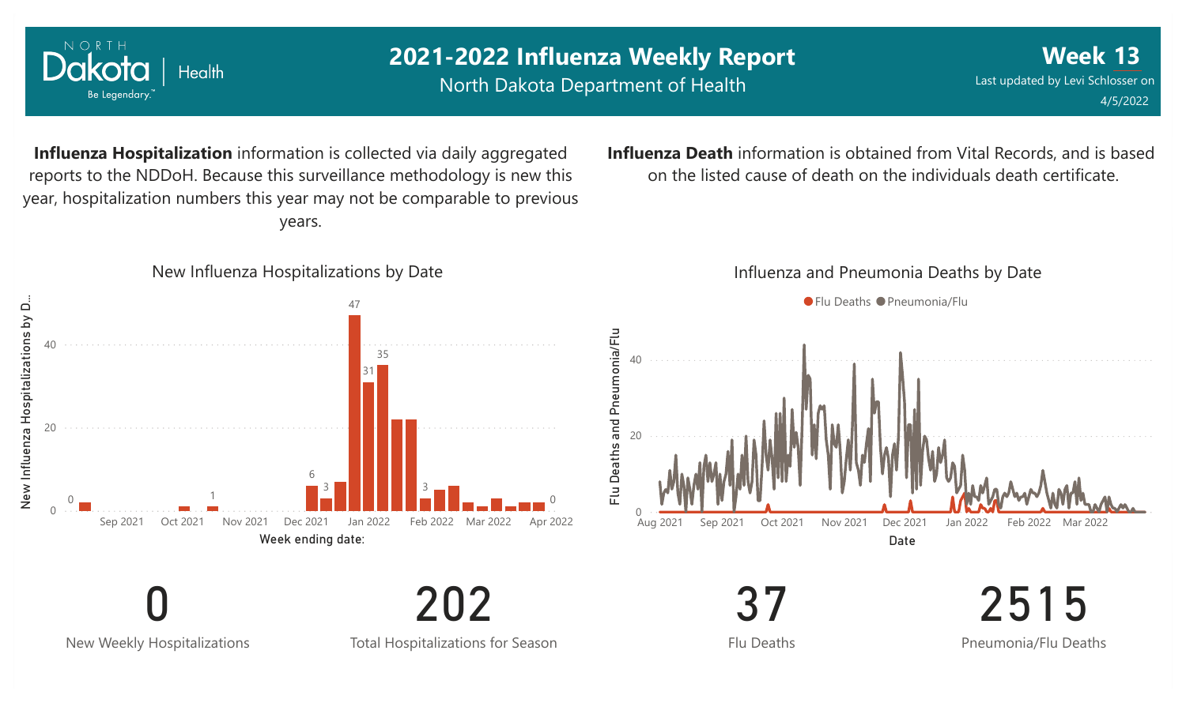# 2021-2022 Influenza Weekly Report

North Dakota Department of Health

**Week 13**

Last updated by Levi Schlosser on 4/5/2022

**Influenza Hospitalization** information is collected via daily aggregated reports to the NDDoH. Because this surveillance methodology is new this year, hospitalization numbers this year may not be comparable to previous years.

**Influenza Death** information is obtained from Vital Records, and is based on the listed cause of death on the individuals death certificate.

New Influenza Hospitalizations by Date

Influenza and Pneumonia Deaths by Date

| 0 | 202 | 37 | 2515 |
|---|---|---|---|
| New Weekly Hospitalizations | Total Hospitalizations for Season | Flu Deaths | Pneumonia/Flu Deaths |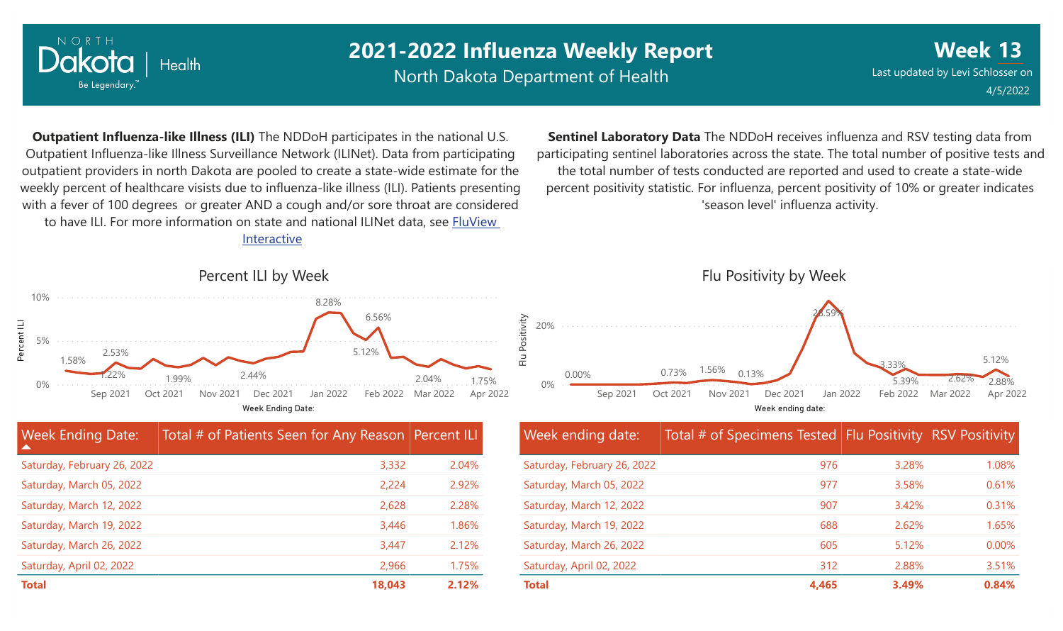# 2021-2022 Influenza Weekly Report

North Dakota Department of Health

**Week 13**

Last updated by Levi Schlosser on 4/5/2022

**Outpatient Influenza-like Illness (ILI)** The NDDoH participates in the national U.S. Outpatient Influenza-like Illness Surveillance Network (ILINet). Data from participating outpatient providers in north Dakota are pooled to create a state-wide estimate for the weekly percent of healthcare visists due to influenza-like illness (ILI). Patients presenting with a fever of 100 degrees or greater AND a cough and/or sore throat are considered to have ILI. For more information on state and national ILINet data, see [FluView Interactive]

**Sentinel Laboratory Data** The NDDoH receives influenza and RSV testing data from participating sentinel laboratories across the state. The total number of positive tests and the total number of tests conducted are reported and used to create a state-wide percent positivity statistic. For influenza, percent positivity of 10% or greater indicates 'season level' influenza activity.

## Percent ILI by Week

| Week Ending Date: | Total # of Patients Seen for Any Reason | Percent ILI |
|---|---|---|
| Saturday, February 26, 2022 | 3,332 | 2.04% |
| Saturday, March 05, 2022 | 2,224 | 2.92% |
| Saturday, March 12, 2022 | 2,628 | 2.28% |
| Saturday, March 19, 2022 | 3,446 | 1.86% |
| Saturday, March 26, 2022 | 3,447 | 2.12% |
| Saturday, April 02, 2022 | 2,966 | 1.75% |
| **Total** | **18,043** | **2.12%** |

## Flu Positivity by Week

| Week ending date: | Total # of Specimens Tested | Flu Positivity | RSV Positivity |
|---|---|---|---|
| Saturday, February 26, 2022 | 976 | 3.28% | 1.08% |
| Saturday, March 05, 2022 | 977 | 3.58% | 0.61% |
| Saturday, March 12, 2022 | 907 | 3.42% | 0.31% |
| Saturday, March 19, 2022 | 688 | 2.62% | 1.65% |
| Saturday, March 26, 2022 | 605 | 5.12% | 0.00% |
| Saturday, April 02, 2022 | 312 | 2.88% | 3.51% |
| **Total** | **4,465** | **3.49%** | **0.84%** |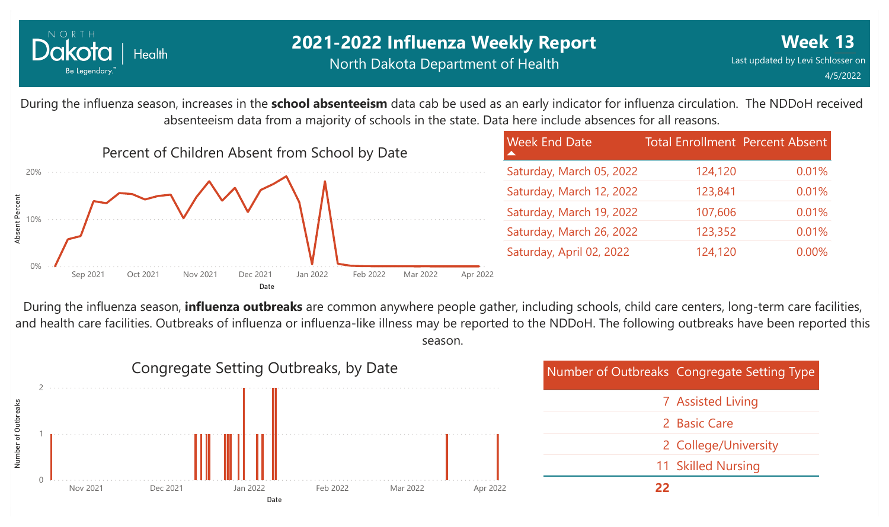# 2021-2022 Influenza Weekly Report

North Dakota Department of Health

**Week 13**

Last updated by Levi Schlosser on 4/5/2022

During the influenza season, increases in the **school absenteeism** data cab be used as an early indicator for influenza circulation. The NDDoH received absenteeism data from a majority of schools in the state. Data here include absences for all reasons.

Percent of Children Absent from School by Date

| Week End Date | Total Enrollment | Percent Absent |
|---|---|---|
| Saturday, March 05, 2022 | 124,120 | 0.01% |
| Saturday, March 12, 2022 | 123,841 | 0.01% |
| Saturday, March 19, 2022 | 107,606 | 0.01% |
| Saturday, March 26, 2022 | 123,352 | 0.01% |
| Saturday, April 02, 2022 | 124,120 | 0.00% |

During the influenza season, **influenza outbreaks** are common anywhere people gather, including schools, child care centers, long-term care facilities, and health care facilities. Outbreaks of influenza or influenza-like illness may be reported to the NDDoH. The following outbreaks have been reported this season.

Congregate Setting Outbreaks, by Date

| Number of Outbreaks | Congregate Setting Type |
|---|---|
| 7 | Assisted Living |
| 2 | Basic Care |
| 2 | College/University |
| 11 | Skilled Nursing |
| **22** | |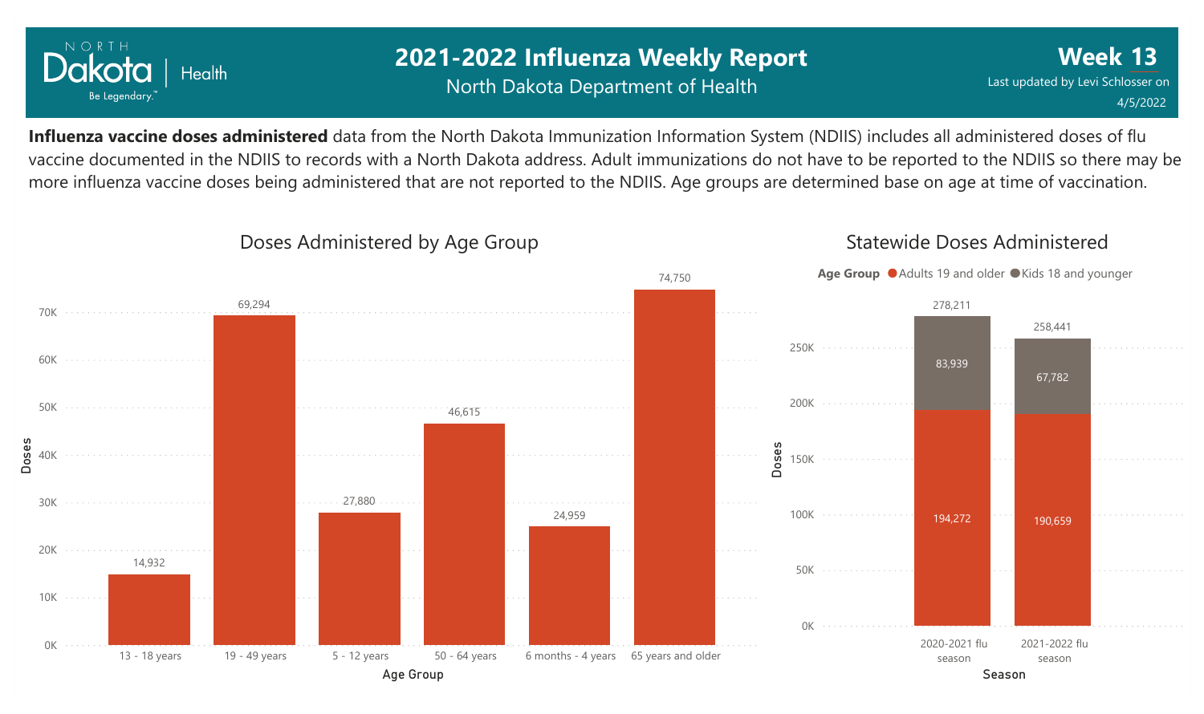# 2021-2022 Influenza Weekly Report

North Dakota Department of Health

**Week 13**

Last updated by Levi Schlosser on 4/5/2022

**Influenza vaccine doses administered** data from the North Dakota Immunization Information System (NDIIS) includes all administered doses of flu vaccine documented in the NDIIS to records with a North Dakota address. Adult immunizations do not have to be reported to the NDIIS so there may be more influenza vaccine doses being administered that are not reported to the NDIIS. Age groups are determined base on age at time of vaccination.

## Doses Administered by Age Group

| Age Group | Doses |
|---|---|
| 13 - 18 years | 14,932 |
| 19 - 49 years | 69,294 |
| 5 - 12 years | 27,880 |
| 50 - 64 years | 46,615 |
| 6 months - 4 years | 24,959 |
| 65 years and older | 74,750 |

## Statewide Doses Administered

| Season | Adults 19 and older | Kids 18 and younger | Total |
|---|---|---|---|
| 2020-2021 flu season | 194,272 | 83,939 | 278,211 |
| 2021-2022 flu season | 190,659 | 67,782 | 258,441 |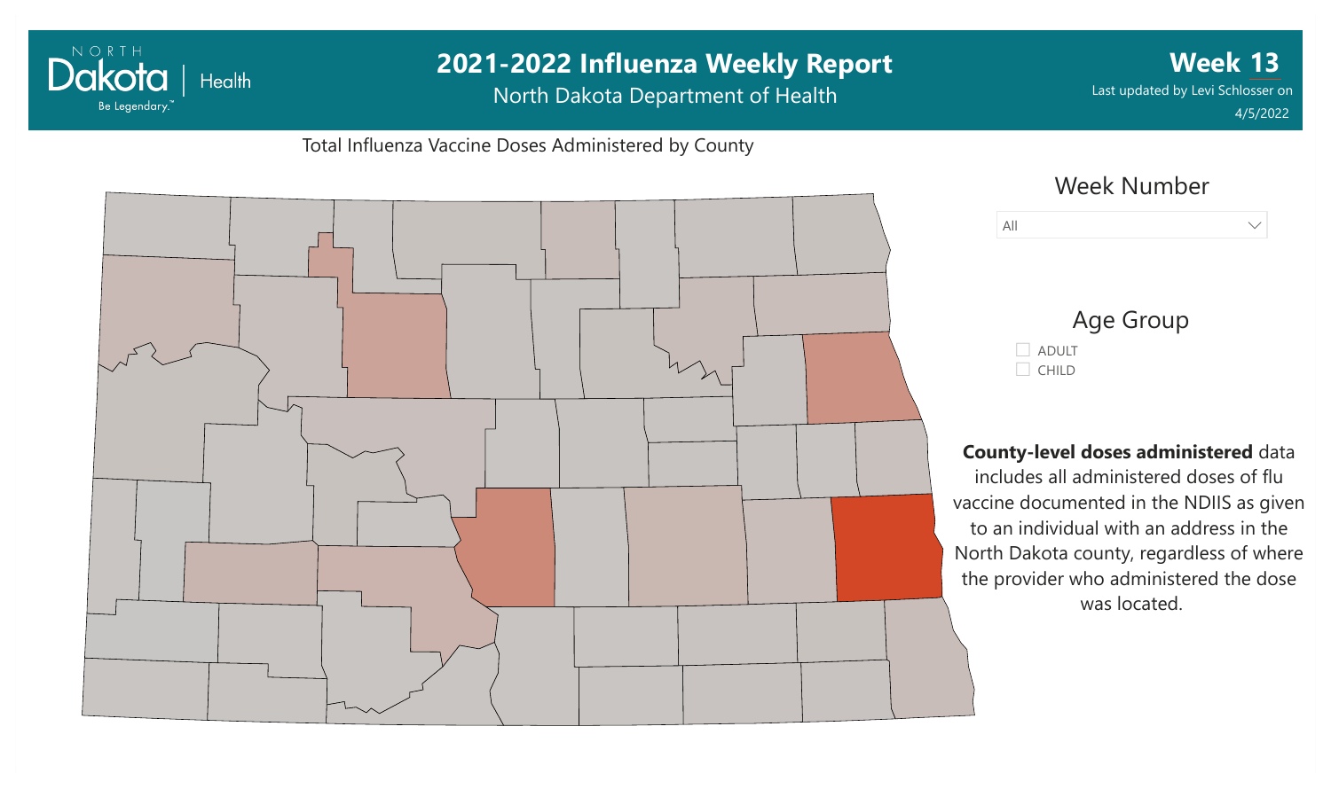# 2021-2022 Influenza Weekly Report

North Dakota Department of Health

**Week 13**

Last updated by Levi Schlosser on 4/5/2022

Total Influenza Vaccine Doses Administered by County

Week Number

All

Age Group

- ADULT
- CHILD

**County-level doses administered** data includes all administered doses of flu vaccine documented in the NDIIS as given to an individual with an address in the North Dakota county, regardless of where the provider who administered the dose was located.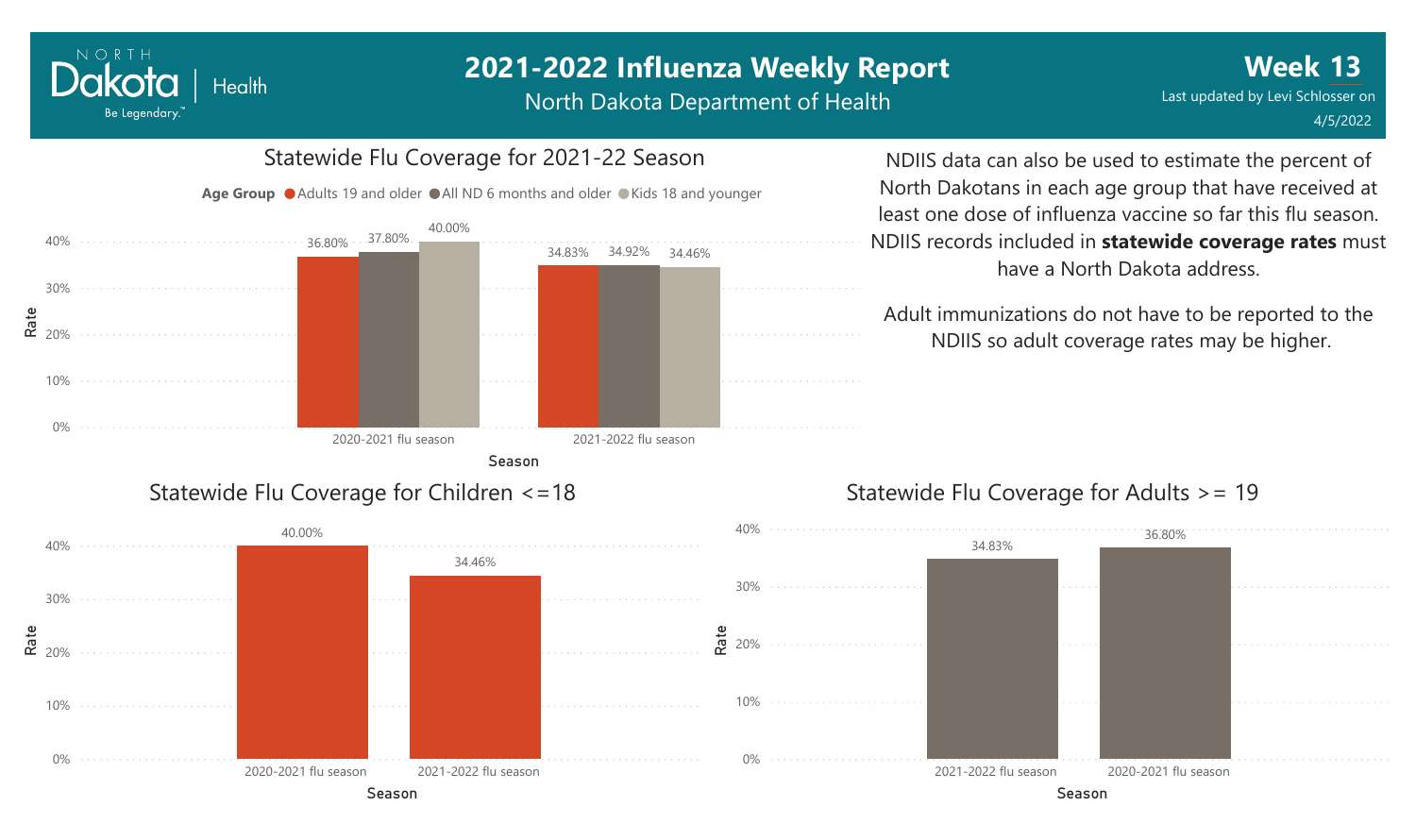# 2021-2022 Influenza Weekly Report

North Dakota Department of Health

**Week 13**

Last updated by Levi Schlosser on 4/5/2022

## Statewide Flu Coverage for 2021-22 Season

| Season | Adults 19 and older | All ND 6 months and older | Kids 18 and younger |
|---|---|---|---|
| 2020-2021 flu season | 36.80% | 37.80% | 40.00% |
| 2021-2022 flu season | 34.83% | 34.92% | 34.46% |

NDIIS data can also be used to estimate the percent of North Dakotans in each age group that have received at least one dose of influenza vaccine so far this flu season. NDIIS records included in **statewide coverage rates** must have a North Dakota address.

Adult immunizations do not have to be reported to the NDIIS so adult coverage rates may be higher.

## Statewide Flu Coverage for Children <=18

| Season | Rate |
|---|---|
| 2020-2021 flu season | 40.00% |
| 2021-2022 flu season | 34.46% |

## Statewide Flu Coverage for Adults >= 19

| Season | Rate |
|---|---|
| 2021-2022 flu season | 34.83% |
| 2020-2021 flu season | 36.80% |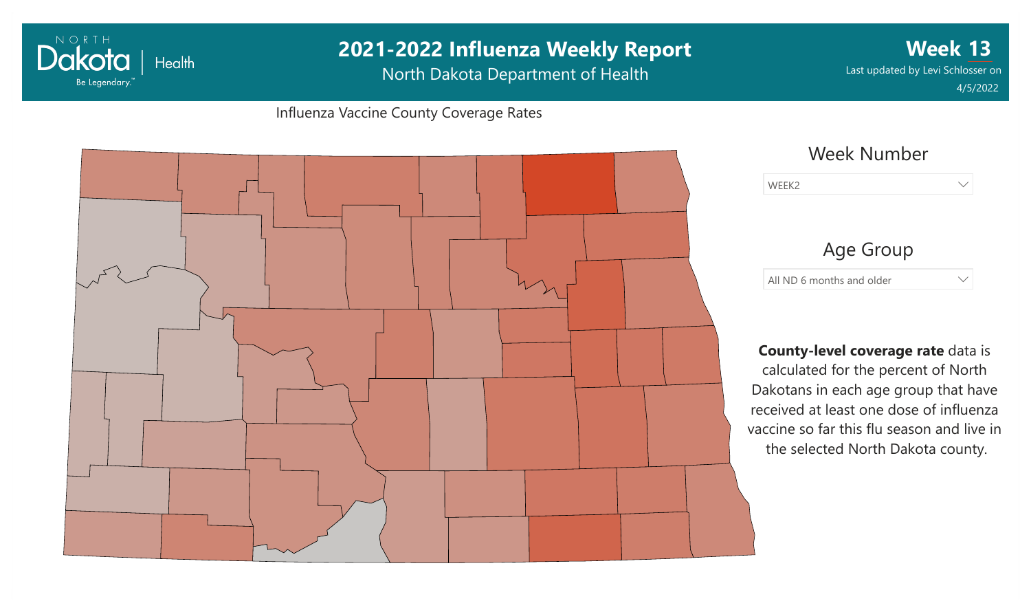North Dakota | Health
Be Legendary.

# 2021-2022 Influenza Weekly Report

North Dakota Department of Health

**Week 13**

Last updated by Levi Schlosser on 4/5/2022

Influenza Vaccine County Coverage Rates

## Week Number

WEEK2

## Age Group

All ND 6 months and older

**County-level coverage rate** data is calculated for the percent of North Dakotans in each age group that have received at least one dose of influenza vaccine so far this flu season and live in the selected North Dakota county.